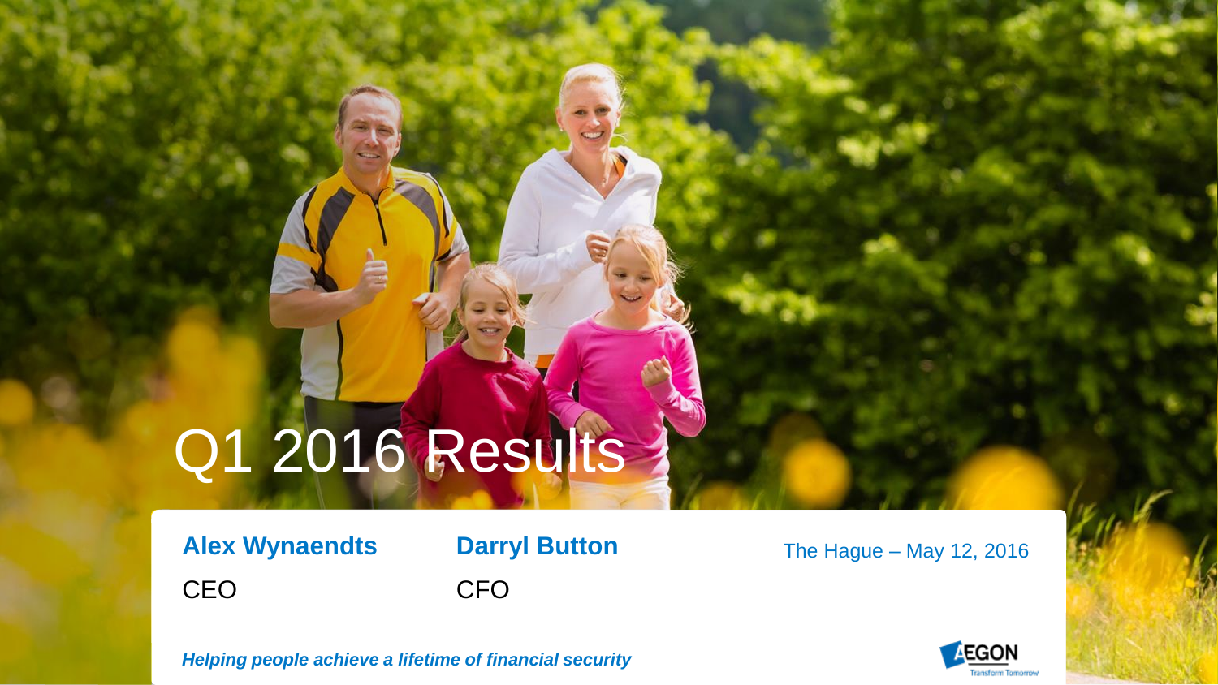# Q1 2016 Results

**Alex Wynaendts**
CEO

**Darryl Button**
CFO

The Hague – May 12, 2016

***Helping people achieve a lifetime of financial security***

AEGON
Transform Tomorrow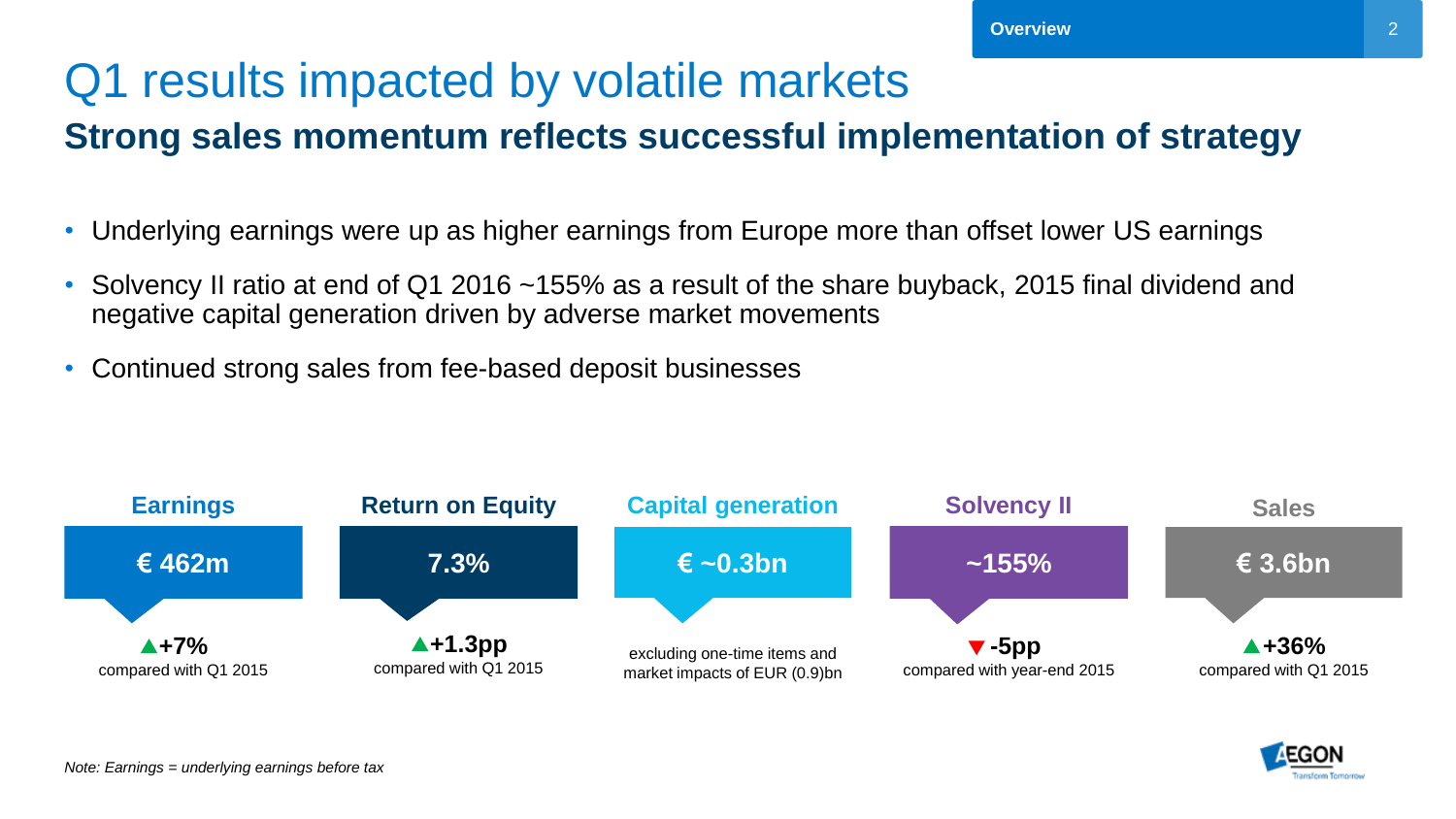# Q1 results impacted by volatile markets

## Strong sales momentum reflects successful implementation of strategy

- Underlying earnings were up as higher earnings from Europe more than offset lower US earnings
- Solvency II ratio at end of Q1 2016 ~155% as a result of the share buyback, 2015 final dividend and negative capital generation driven by adverse market movements
- Continued strong sales from fee-based deposit businesses

| Earnings | Return on Equity | Capital generation | Solvency II | Sales |
|---|---|---|---|---|
| € 462m | 7.3% | € ~0.3bn | ~155% | € 3.6bn |
| ▲+7% compared with Q1 2015 | ▲+1.3pp compared with Q1 2015 | excluding one-time items and market impacts of EUR (0.9)bn | ▼-5pp compared with year-end 2015 | ▲+36% compared with Q1 2015 |

*Note: Earnings = underlying earnings before tax*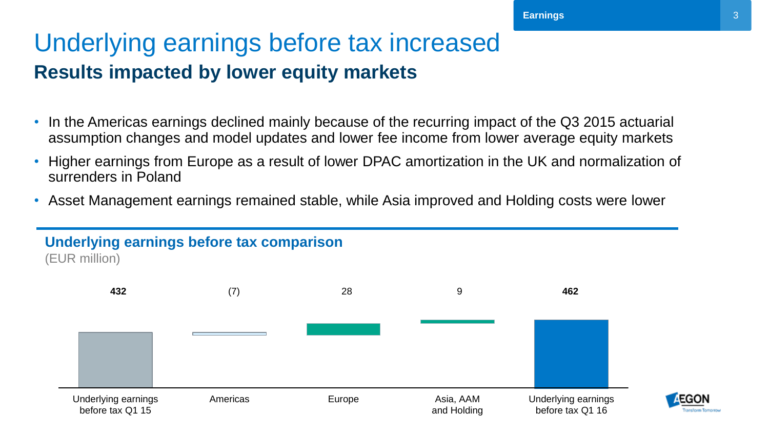# Underlying earnings before tax increased

## Results impacted by lower equity markets

- In the Americas earnings declined mainly because of the recurring impact of the Q3 2015 actuarial assumption changes and model updates and lower fee income from lower average equity markets
- Higher earnings from Europe as a result of lower DPAC amortization in the UK and normalization of surrenders in Poland
- Asset Management earnings remained stable, while Asia improved and Holding costs were lower

### Underlying earnings before tax comparison

(EUR million)

| Underlying earnings before tax Q1 15 | Americas | Europe | Asia, AAM and Holding | Underlying earnings before tax Q1 16 |
|---|---|---|---|---|
| 432 | (7) | 28 | 9 | 462 |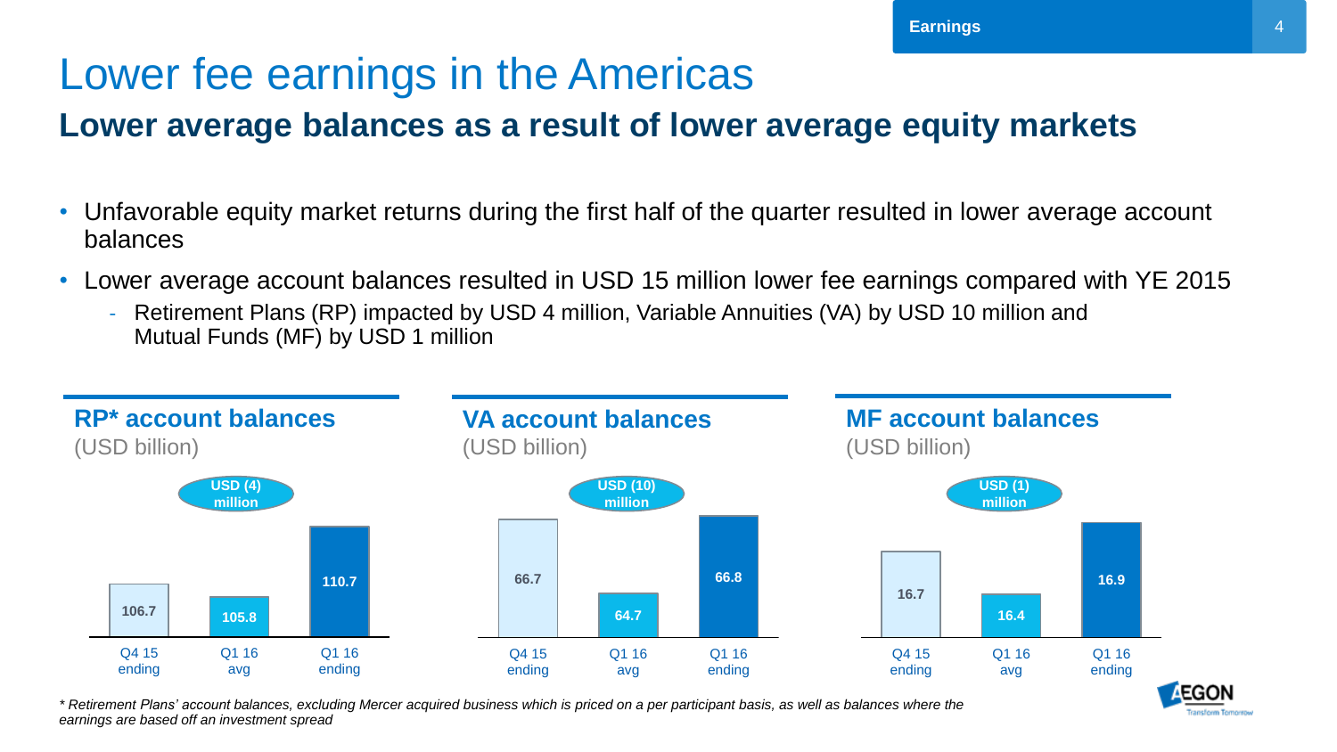# Lower fee earnings in the Americas

## Lower average balances as a result of lower average equity markets

- Unfavorable equity market returns during the first half of the quarter resulted in lower average account balances
- Lower average account balances resulted in USD 15 million lower fee earnings compared with YE 2015
  - Retirement Plans (RP) impacted by USD 4 million, Variable Annuities (VA) by USD 10 million and Mutual Funds (MF) by USD 1 million

### RP* account balances

(USD billion)

USD (4) million

| Q4 15 ending | Q1 16 avg | Q1 16 ending |
|---|---|---|
| 106.7 | 105.8 | 110.7 |

### VA account balances

(USD billion)

USD (10) million

| Q4 15 ending | Q1 16 avg | Q1 16 ending |
|---|---|---|
| 66.7 | 64.7 | 66.8 |

### MF account balances

(USD billion)

USD (1) million

| Q4 15 ending | Q1 16 avg | Q1 16 ending |
|---|---|---|
| 16.7 | 16.4 | 16.9 |

*\* Retirement Plans' account balances, excluding Mercer acquired business which is priced on a per participant basis, as well as balances where the earnings are based off an investment spread*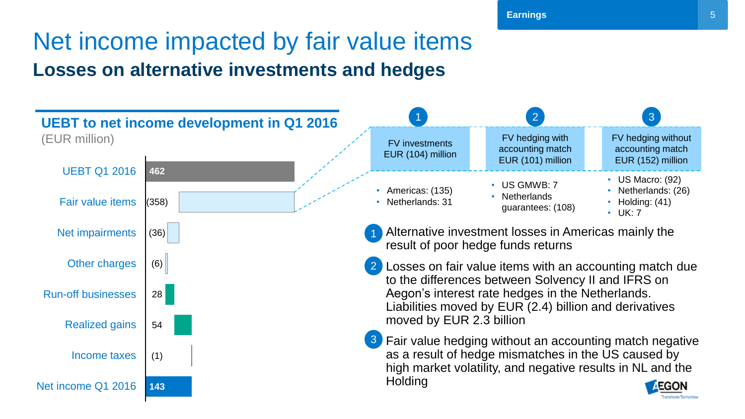# Net income impacted by fair value items

## Losses on alternative investments and hedges

### UEBT to net income development in Q1 2016

(EUR million)

| Item | EUR million |
|---|---|
| UEBT Q1 2016 | 462 |
| Fair value items | (358) |
| Net impairments | (36) |
| Other charges | (6) |
| Run-off businesses | 28 |
| Realized gains | 54 |
| Income taxes | (1) |
| Net income Q1 2016 | 143 |

| 1 | 2 | 3 |
|---|---|---|
| FV investments EUR (104) million | FV hedging with accounting match EUR (101) million | FV hedging without accounting match EUR (152) million |
| • Americas: (135)<br>• Netherlands: 31 | • US GMWB: 7<br>• Netherlands guarantees: (108) | • US Macro: (92)<br>• Netherlands: (26)<br>• Holding: (41)<br>• UK: 7 |

1. Alternative investment losses in Americas mainly the result of poor hedge funds returns
2. Losses on fair value items with an accounting match due to the differences between Solvency II and IFRS on Aegon's interest rate hedges in the Netherlands. Liabilities moved by EUR (2.4) billion and derivatives moved by EUR 2.3 billion
3. Fair value hedging without an accounting match negative as a result of hedge mismatches in the US caused by high market volatility, and negative results in NL and the Holding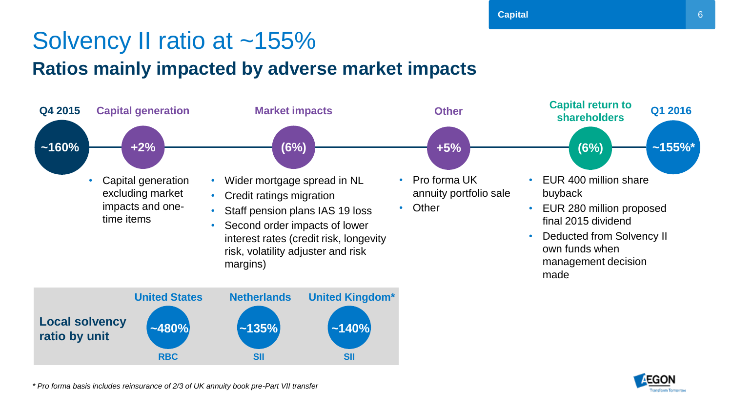# Solvency II ratio at ~155%

## Ratios mainly impacted by adverse market impacts

| Q4 2015 | Capital generation | Market impacts | Other | Capital return to shareholders | Q1 2016 |
|---|---|---|---|---|---|
| ~160% | +2% | (6%) | +5% | (6%) | ~155%* |

**Capital generation (+2%)**
- Capital generation excluding market impacts and one-time items

**Market impacts ((6%))**
- Wider mortgage spread in NL
- Credit ratings migration
- Staff pension plans IAS 19 loss
- Second order impacts of lower interest rates (credit risk, longevity risk, volatility adjuster and risk margins)

**Other (+5%)**
- Pro forma UK annuity portfolio sale
- Other

**Capital return to shareholders ((6%))**
- EUR 400 million share buyback
- EUR 280 million proposed final 2015 dividend
- Deducted from Solvency II own funds when management decision made

| Local solvency ratio by unit | United States | Netherlands | United Kingdom* |
|---|---|---|---|
| | ~480% | ~135% | ~140% |
| | RBC | SII | SII |

*\* Pro forma basis includes reinsurance of 2/3 of UK annuity book pre-Part VII transfer*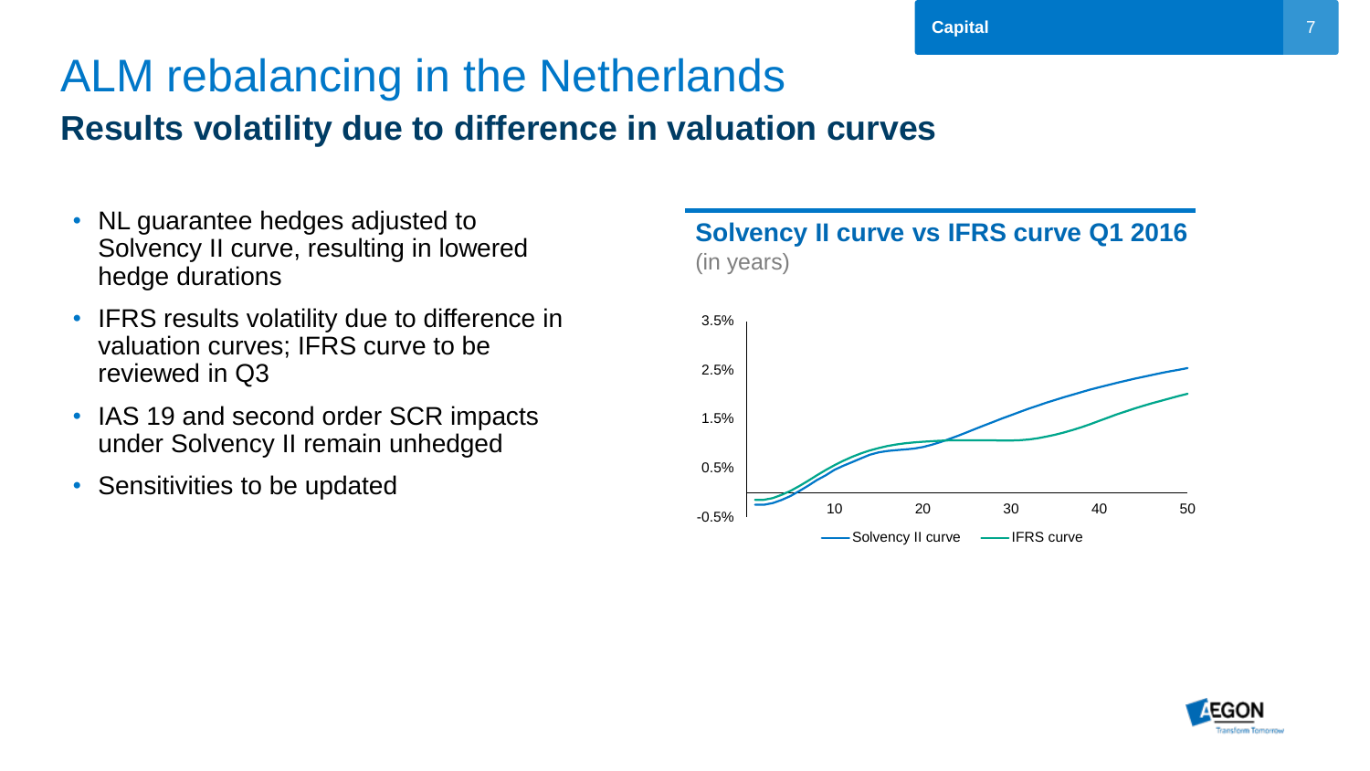# ALM rebalancing in the Netherlands

## Results volatility due to difference in valuation curves

- NL guarantee hedges adjusted to Solvency II curve, resulting in lowered hedge durations
- IFRS results volatility due to difference in valuation curves; IFRS curve to be reviewed in Q3
- IAS 19 and second order SCR impacts under Solvency II remain unhedged
- Sensitivities to be updated

**Solvency II curve vs IFRS curve Q1 2016**
(in years)

3.5%
2.5%
1.5%
0.5%
-0.5%

10 20 30 40 50

Solvency II curve — IFRS curve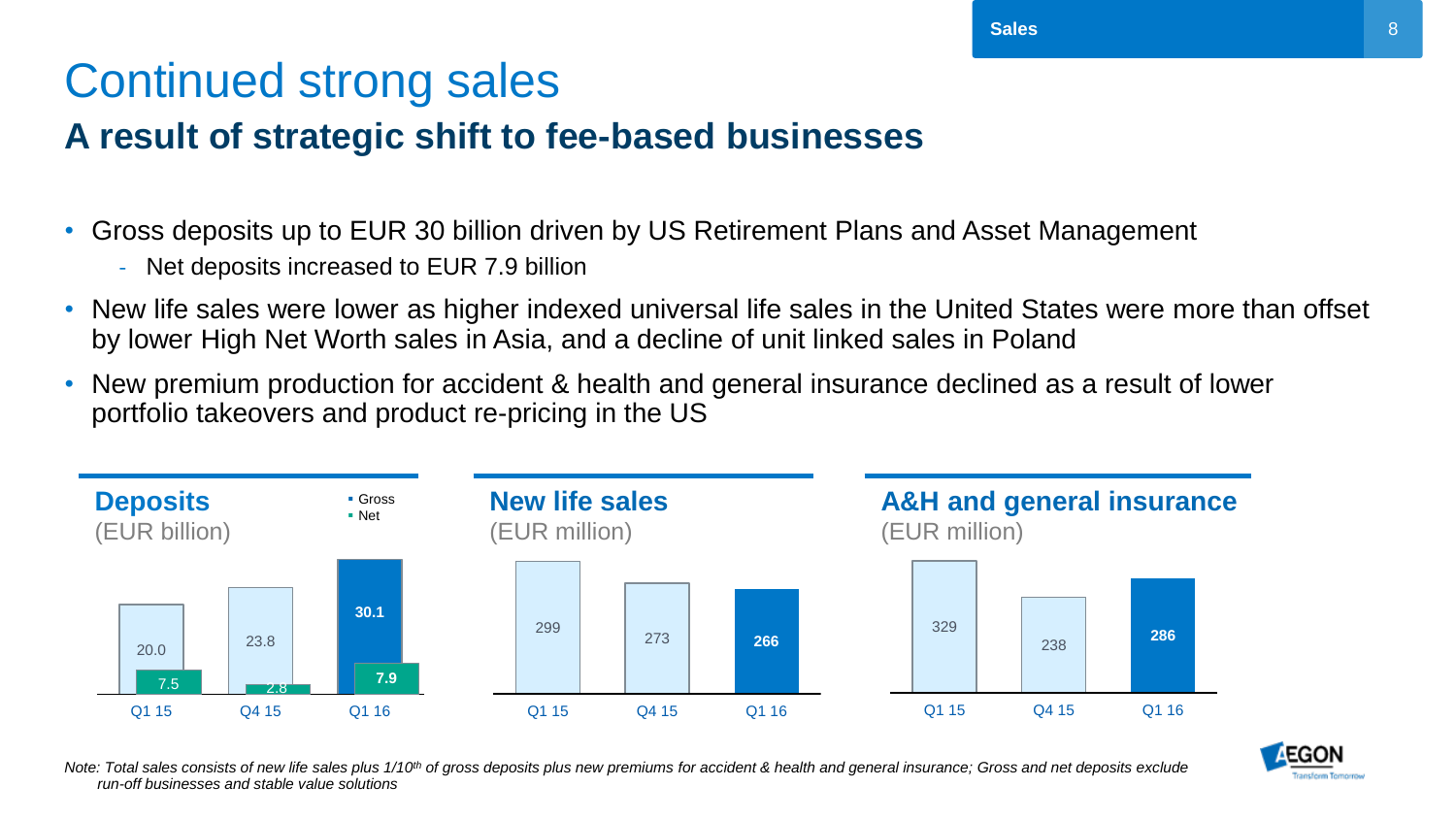# Continued strong sales

## A result of strategic shift to fee-based businesses

- Gross deposits up to EUR 30 billion driven by US Retirement Plans and Asset Management
  - Net deposits increased to EUR 7.9 billion
- New life sales were lower as higher indexed universal life sales in the United States were more than offset by lower High Net Worth sales in Asia, and a decline of unit linked sales in Poland
- New premium production for accident & health and general insurance declined as a result of lower portfolio takeovers and product re-pricing in the US

### Deposits
(EUR billion)

| | Q1 15 | Q4 15 | Q1 16 |
|---|---|---|---|
| Gross | 20.0 | 23.8 | 30.1 |
| Net | 7.5 | 2.8 | 7.9 |

### New life sales
(EUR million)

| Q1 15 | Q4 15 | Q1 16 |
|---|---|---|
| 299 | 273 | 266 |

### A&H and general insurance
(EUR million)

| Q1 15 | Q4 15 | Q1 16 |
|---|---|---|
| 329 | 238 | 286 |

*Note: Total sales consists of new life sales plus 1/10th of gross deposits plus new premiums for accident & health and general insurance; Gross and net deposits exclude run-off businesses and stable value solutions*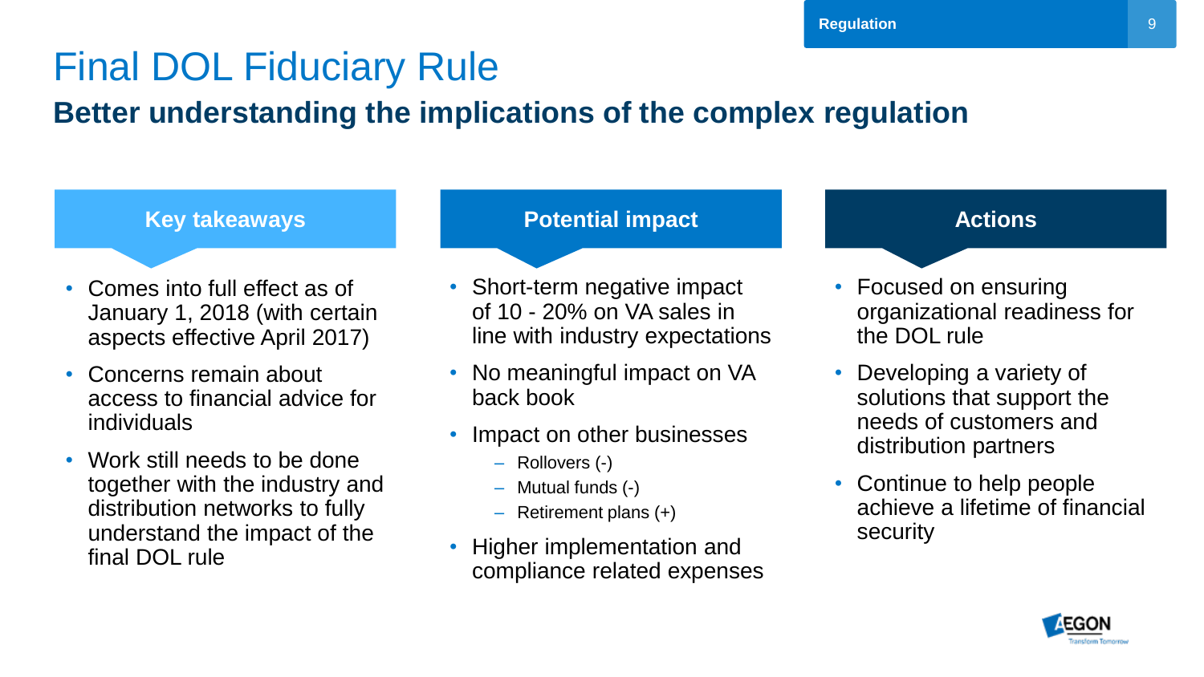# Final DOL Fiduciary Rule

## Better understanding the implications of the complex regulation

### Key takeaways

- Comes into full effect as of January 1, 2018 (with certain aspects effective April 2017)
- Concerns remain about access to financial advice for individuals
- Work still needs to be done together with the industry and distribution networks to fully understand the impact of the final DOL rule

### Potential impact

- Short-term negative impact of 10 - 20% on VA sales in line with industry expectations
- No meaningful impact on VA back book
- Impact on other businesses
  - Rollovers (-)
  - Mutual funds (-)
  - Retirement plans (+)
- Higher implementation and compliance related expenses

### Actions

- Focused on ensuring organizational readiness for the DOL rule
- Developing a variety of solutions that support the needs of customers and distribution partners
- Continue to help people achieve a lifetime of financial security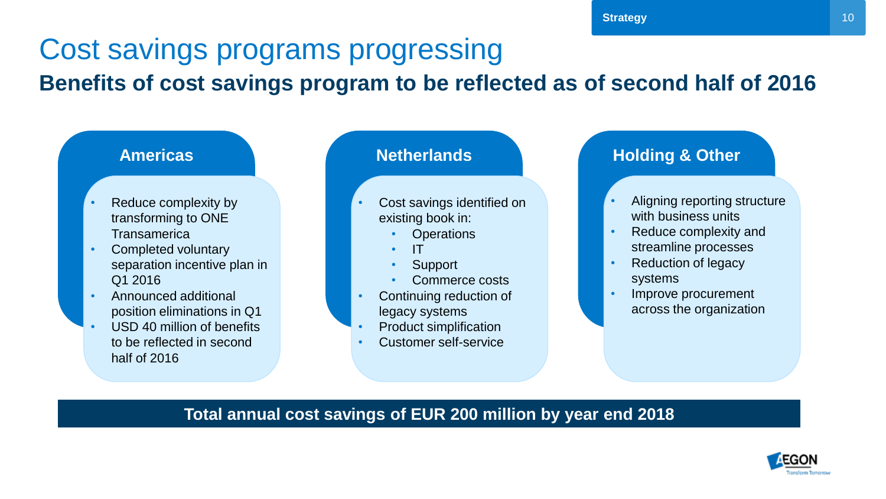# Cost savings programs progressing

## Benefits of cost savings program to be reflected as of second half of 2016

### Americas

- Reduce complexity by transforming to ONE Transamerica
- Completed voluntary separation incentive plan in Q1 2016
- Announced additional position eliminations in Q1
- USD 40 million of benefits to be reflected in second half of 2016

### Netherlands

- Cost savings identified on existing book in:
  - Operations
  - IT
  - Support
  - Commerce costs
- Continuing reduction of legacy systems
- Product simplification
- Customer self-service

### Holding & Other

- Aligning reporting structure with business units
- Reduce complexity and streamline processes
- Reduction of legacy systems
- Improve procurement across the organization

**Total annual cost savings of EUR 200 million by year end 2018**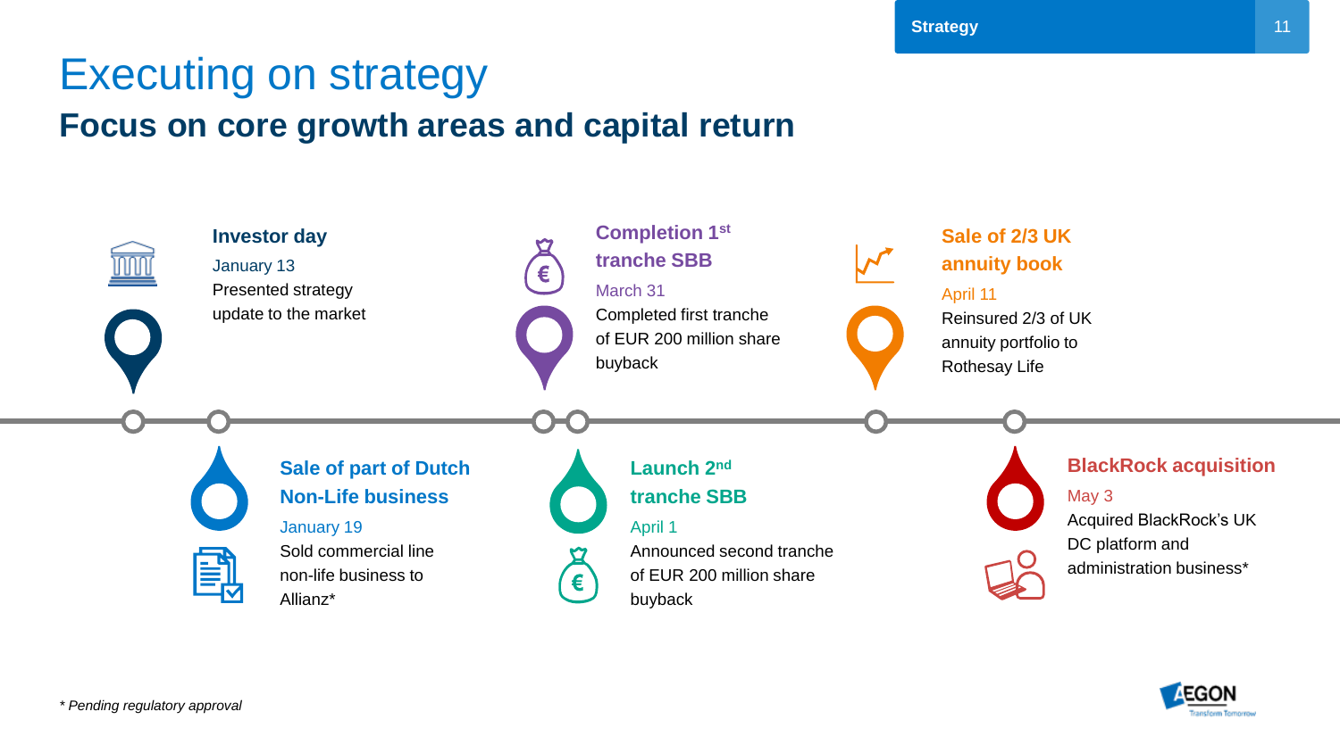# Executing on strategy

## Focus on core growth areas and capital return

### Investor day
January 13

Presented strategy update to the market

### Sale of part of Dutch Non-Life business
January 19

Sold commercial line non-life business to Allianz*

### Completion 1st tranche SBB
March 31

Completed first tranche of EUR 200 million share buyback

### Launch 2nd tranche SBB
April 1

Announced second tranche of EUR 200 million share buyback

### Sale of 2/3 UK annuity book
April 11

Reinsured 2/3 of UK annuity portfolio to Rothesay Life

### BlackRock acquisition
May 3

Acquired BlackRock's UK DC platform and administration business*

*\* Pending regulatory approval*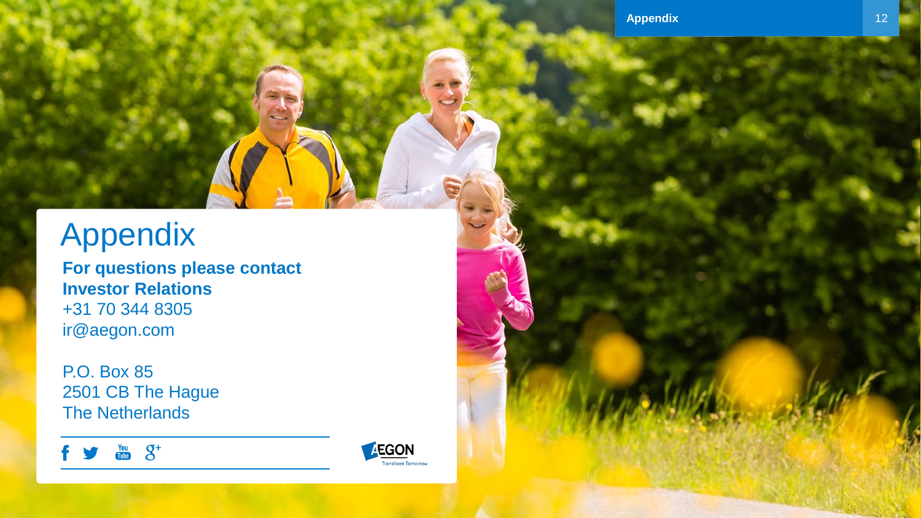# Appendix

**For questions please contact Investor Relations**
+31 70 344 8305
ir@aegon.com

P.O. Box 85
2501 CB The Hague
The Netherlands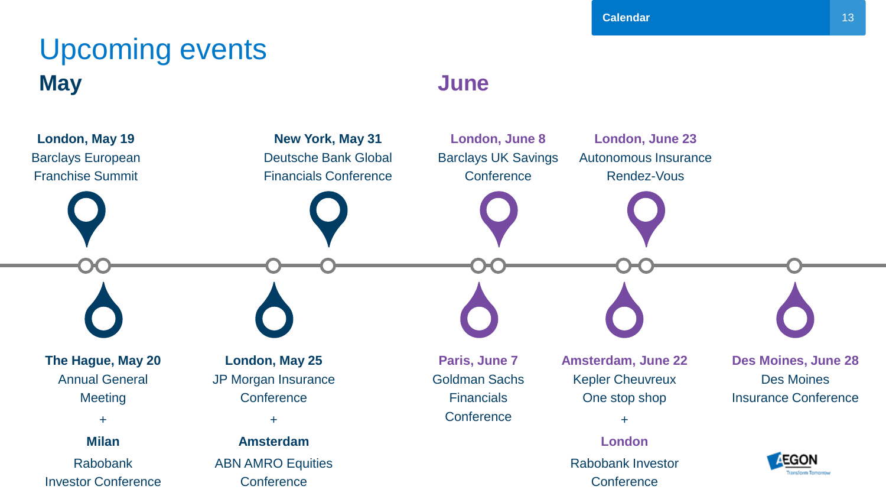# Upcoming events

## May

**London, May 19**
Barclays European Franchise Summit

**The Hague, May 20**
Annual General Meeting
+
**Milan**
Rabobank Investor Conference

**London, May 25**
JP Morgan Insurance Conference
+
**Amsterdam**
ABN AMRO Equities Conference

**New York, May 31**
Deutsche Bank Global Financials Conference

## June

**Paris, June 7**
Goldman Sachs Financials Conference

**London, June 8**
Barclays UK Savings Conference

**Amsterdam, June 22**
Kepler Cheuvreux One stop shop
+
**London**
Rabobank Investor Conference

**London, June 23**
Autonomous Insurance Rendez-Vous

**Des Moines, June 28**
Des Moines Insurance Conference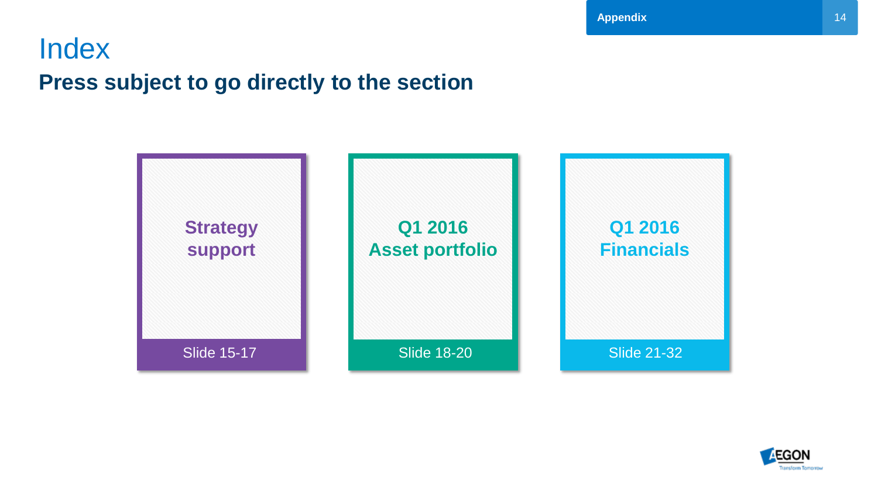# Index

## Press subject to go directly to the section

**Strategy support**

Slide 15-17

**Q1 2016 Asset portfolio**

Slide 18-20

**Q1 2016 Financials**

Slide 21-32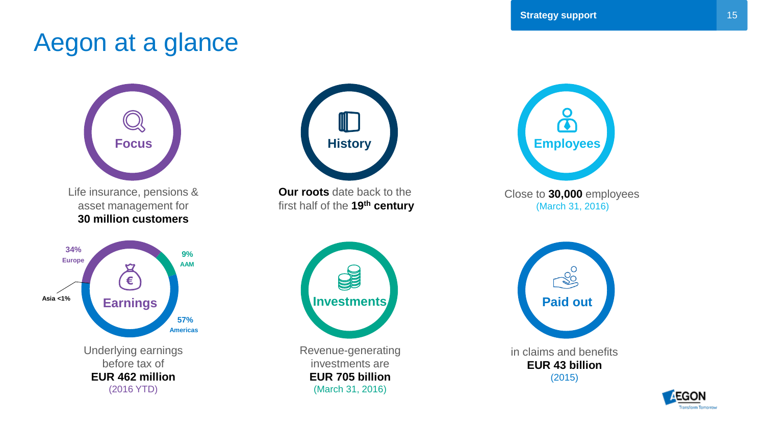# Aegon at a glance

### Focus

Life insurance, pensions & asset management for **30 million customers**

### History

**Our roots** date back to the first half of the **19th century**

### Employees

Close to **30,000** employees
(March 31, 2016)

### Earnings

34% Europe
9% AAM
57% Americas
Asia <1%

Underlying earnings before tax of
**EUR 462 million**
(2016 YTD)

### Investments

Revenue-generating investments are
**EUR 705 billion**
(March 31, 2016)

### Paid out

in claims and benefits
**EUR 43 billion**
(2015)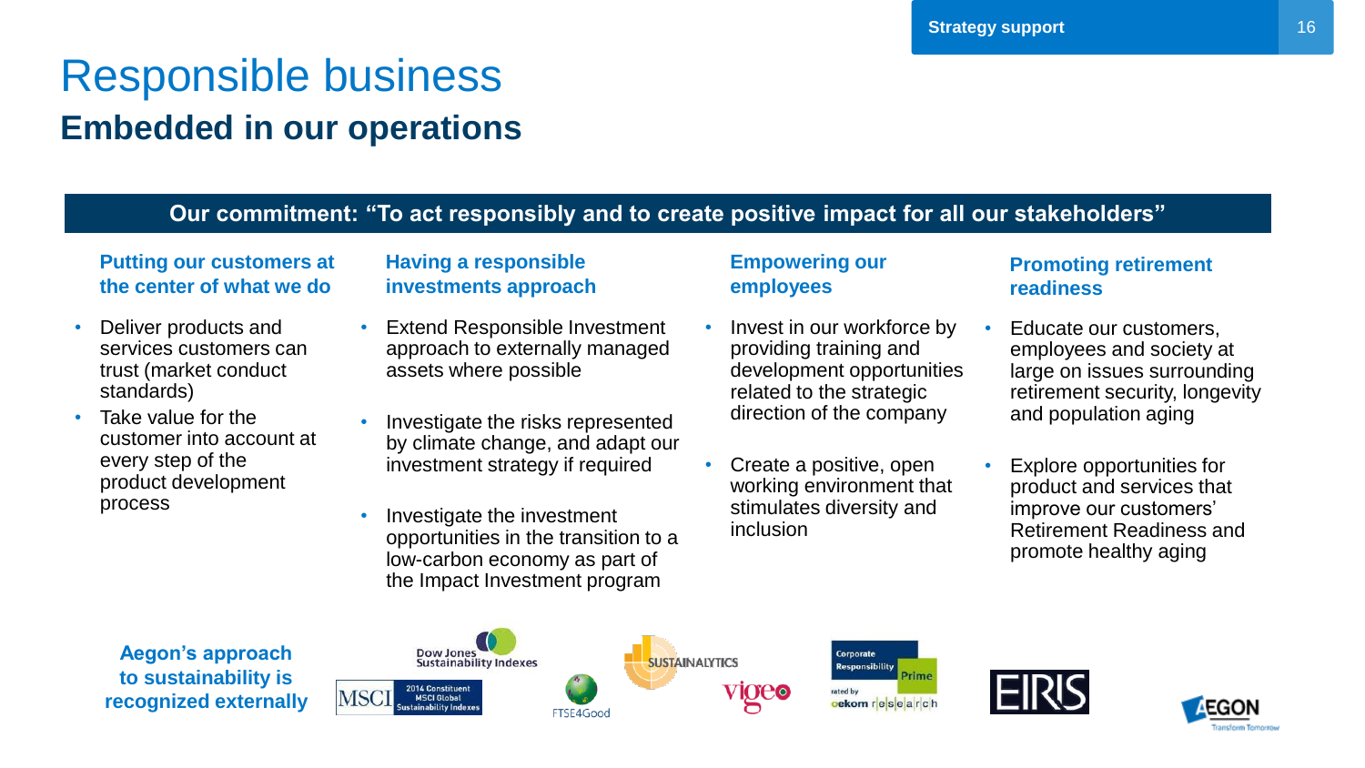# Responsible business

## Embedded in our operations

**Our commitment: "To act responsibly and to create positive impact for all our stakeholders"**

### Putting our customers at the center of what we do

- Deliver products and services customers can trust (market conduct standards)
- Take value for the customer into account at every step of the product development process

### Having a responsible investments approach

- Extend Responsible Investment approach to externally managed assets where possible
- Investigate the risks represented by climate change, and adapt our investment strategy if required
- Investigate the investment opportunities in the transition to a low-carbon economy as part of the Impact Investment program

### Empowering our employees

- Invest in our workforce by providing training and development opportunities related to the strategic direction of the company
- Create a positive, open working environment that stimulates diversity and inclusion

### Promoting retirement readiness

- Educate our customers, employees and society at large on issues surrounding retirement security, longevity and population aging
- Explore opportunities for product and services that improve our customers' Retirement Readiness and promote healthy aging

**Aegon's approach to sustainability is recognized externally**

Dow Jones Sustainability Indexes | MSCI 2014 Constituent MSCI Global Sustainability Indexes | FTSE4Good | SUSTAINALYTICS | vigeo | Corporate Responsibility Prime rated by oekom research | EIRIS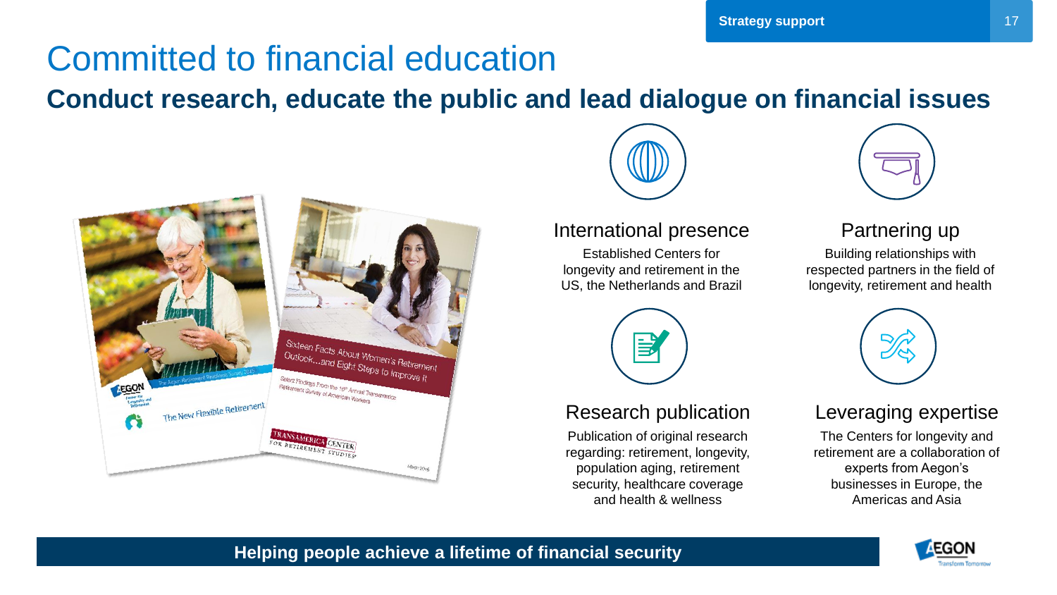# Committed to financial education

## Conduct research, educate the public and lead dialogue on financial issues

### International presence

Established Centers for longevity and retirement in the US, the Netherlands and Brazil

### Partnering up

Building relationships with respected partners in the field of longevity, retirement and health

### Research publication

Publication of original research regarding: retirement, longevity, population aging, retirement security, healthcare coverage and health & wellness

### Leveraging expertise

The Centers for longevity and retirement are a collaboration of experts from Aegon's businesses in Europe, the Americas and Asia

**Helping people achieve a lifetime of financial security**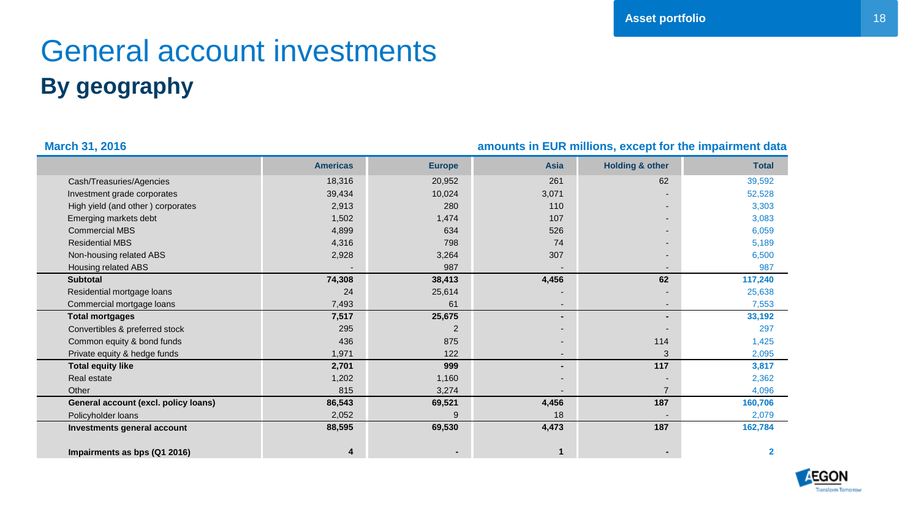# General account investments

## By geography

**March 31, 2016** — **amounts in EUR millions, except for the impairment data**

| | Americas | Europe | Asia | Holding & other | Total |
|---|---|---|---|---|---|
| Cash/Treasuries/Agencies | 18,316 | 20,952 | 261 | 62 | 39,592 |
| Investment grade corporates | 39,434 | 10,024 | 3,071 | - | 52,528 |
| High yield (and other ) corporates | 2,913 | 280 | 110 | - | 3,303 |
| Emerging markets debt | 1,502 | 1,474 | 107 | - | 3,083 |
| Commercial MBS | 4,899 | 634 | 526 | - | 6,059 |
| Residential MBS | 4,316 | 798 | 74 | - | 5,189 |
| Non-housing related ABS | 2,928 | 3,264 | 307 | - | 6,500 |
| Housing related ABS | - | 987 | - | - | 987 |
| **Subtotal** | **74,308** | **38,413** | **4,456** | **62** | **117,240** |
| Residential mortgage loans | 24 | 25,614 | - | - | 25,638 |
| Commercial mortgage loans | 7,493 | 61 | - | - | 7,553 |
| **Total mortgages** | **7,517** | **25,675** | **-** | **-** | **33,192** |
| Convertibles & preferred stock | 295 | 2 | - | - | 297 |
| Common equity & bond funds | 436 | 875 | - | 114 | 1,425 |
| Private equity & hedge funds | 1,971 | 122 | - | 3 | 2,095 |
| **Total equity like** | **2,701** | **999** | **-** | **117** | **3,817** |
| Real estate | 1,202 | 1,160 | - | - | 2,362 |
| Other | 815 | 3,274 | - | 7 | 4,096 |
| **General account (excl. policy loans)** | **86,543** | **69,521** | **4,456** | **187** | **160,706** |
| Policyholder loans | 2,052 | 9 | 18 | - | 2,079 |
| **Investments general account** | **88,595** | **69,530** | **4,473** | **187** | **162,784** |
| **Impairments as bps (Q1 2016)** | **4** | **-** | **1** | **-** | **2** |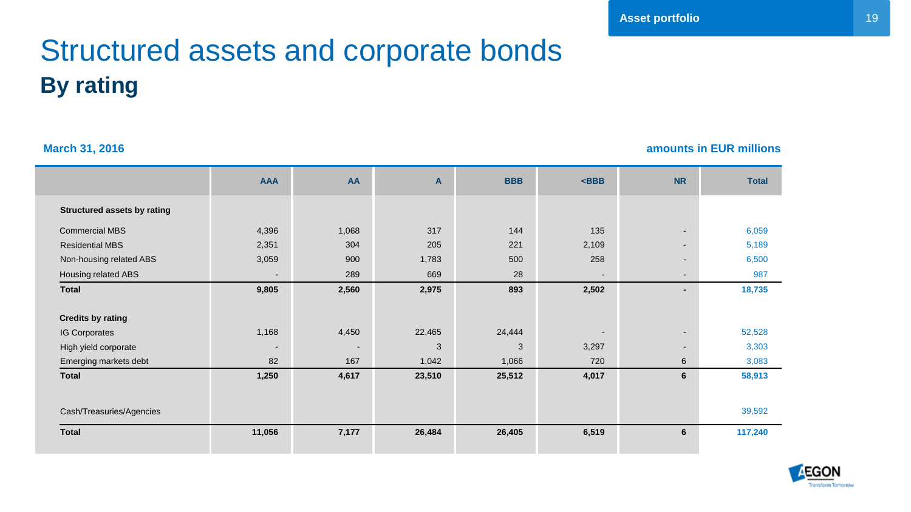# Structured assets and corporate bonds

## By rating

**March 31, 2016** | **amounts in EUR millions**

| | AAA | AA | A | BBB | <BBB | NR | Total |
|---|---|---|---|---|---|---|---|
| **Structured assets by rating** | | | | | | | |
| Commercial MBS | 4,396 | 1,068 | 317 | 144 | 135 | - | 6,059 |
| Residential MBS | 2,351 | 304 | 205 | 221 | 2,109 | - | 5,189 |
| Non-housing related ABS | 3,059 | 900 | 1,783 | 500 | 258 | - | 6,500 |
| Housing related ABS | - | 289 | 669 | 28 | - | - | 987 |
| **Total** | **9,805** | **2,560** | **2,975** | **893** | **2,502** | **-** | **18,735** |
| **Credits by rating** | | | | | | | |
| IG Corporates | 1,168 | 4,450 | 22,465 | 24,444 | - | - | 52,528 |
| High yield corporate | - | - | 3 | 3 | 3,297 | - | 3,303 |
| Emerging markets debt | 82 | 167 | 1,042 | 1,066 | 720 | 6 | 3,083 |
| **Total** | **1,250** | **4,617** | **23,510** | **25,512** | **4,017** | **6** | **58,913** |
| Cash/Treasuries/Agencies | | | | | | | 39,592 |
| **Total** | **11,056** | **7,177** | **26,484** | **26,405** | **6,519** | **6** | **117,240** |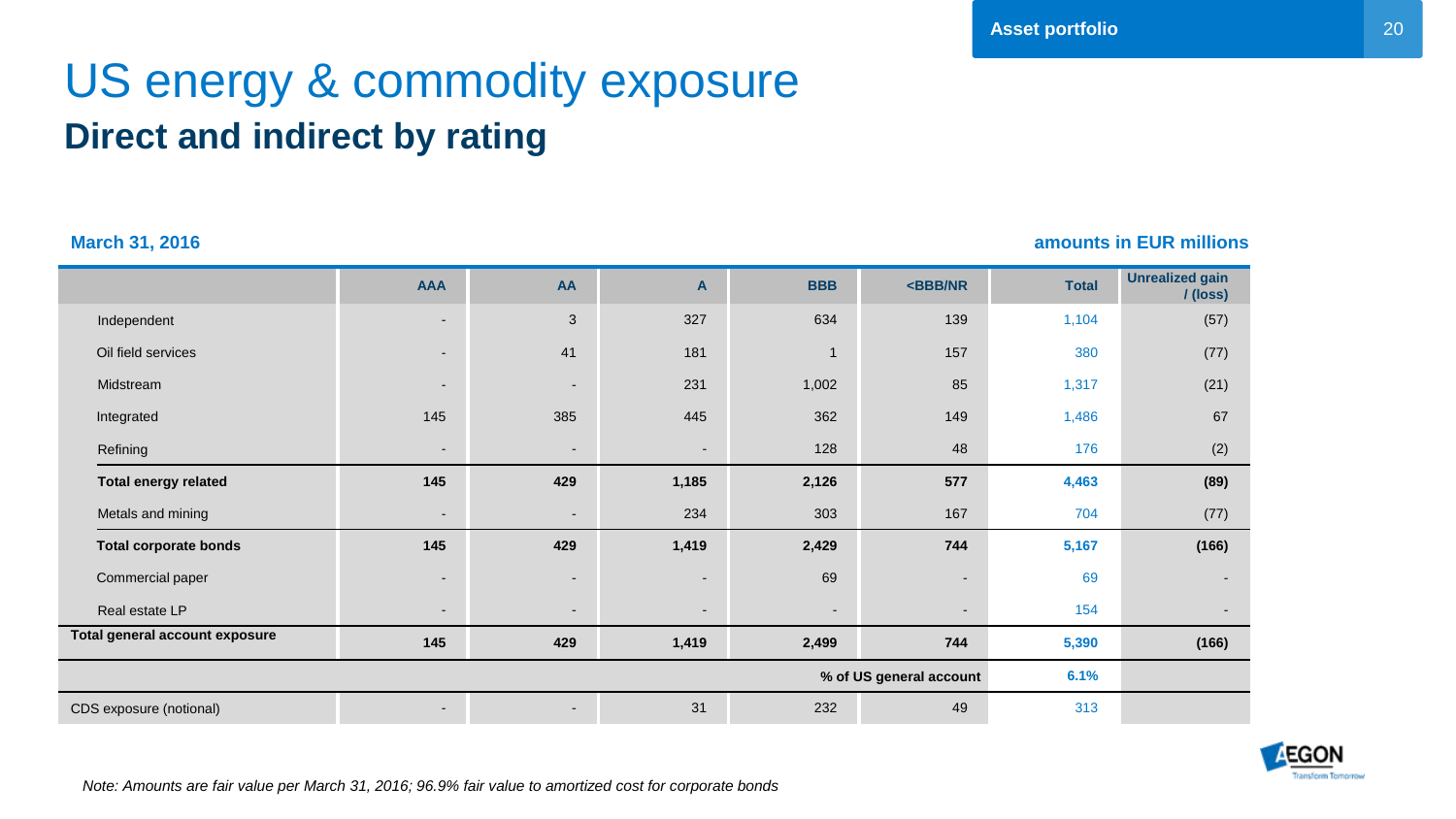# US energy & commodity exposure

## Direct and indirect by rating

**March 31, 2016**

**amounts in EUR millions**

| | AAA | AA | A | BBB | <BBB/NR | Total | Unrealized gain / (loss) |
|---|---|---|---|---|---|---|---|
| Independent | - | 3 | 327 | 634 | 139 | 1,104 | (57) |
| Oil field services | - | 41 | 181 | 1 | 157 | 380 | (77) |
| Midstream | - | - | 231 | 1,002 | 85 | 1,317 | (21) |
| Integrated | 145 | 385 | 445 | 362 | 149 | 1,486 | 67 |
| Refining | - | - | - | 128 | 48 | 176 | (2) |
| **Total energy related** | **145** | **429** | **1,185** | **2,126** | **577** | **4,463** | **(89)** |
| Metals and mining | - | - | 234 | 303 | 167 | 704 | (77) |
| **Total corporate bonds** | **145** | **429** | **1,419** | **2,429** | **744** | **5,167** | **(166)** |
| Commercial paper | - | - | - | 69 | - | 69 | - |
| Real estate LP | - | - | - | - | - | 154 | - |
| **Total general account exposure** | **145** | **429** | **1,419** | **2,499** | **744** | **5,390** | **(166)** |
| | | | | | **% of US general account** | **6.1%** | |
| CDS exposure (notional) | - | - | 31 | 232 | 49 | 313 | |

*Note: Amounts are fair value per March 31, 2016; 96.9% fair value to amortized cost for corporate bonds*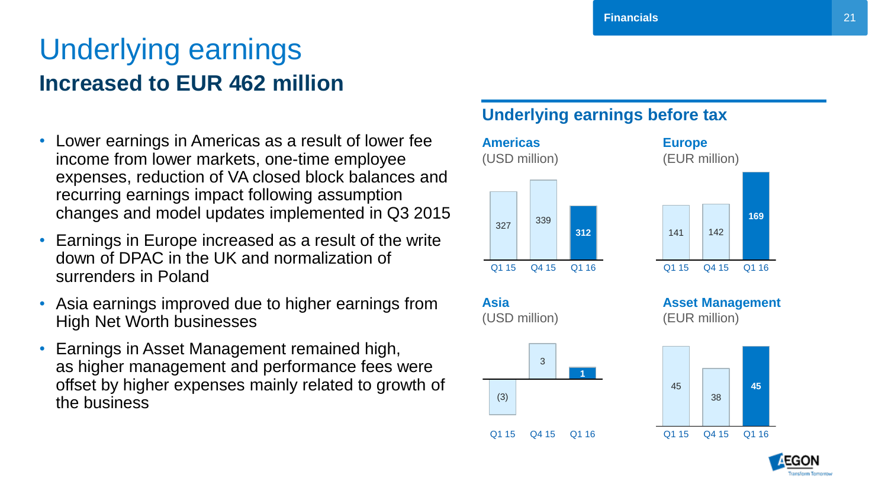# Underlying earnings

## Increased to EUR 462 million

- Lower earnings in Americas as a result of lower fee income from lower markets, one-time employee expenses, reduction of VA closed block balances and recurring earnings impact following assumption changes and model updates implemented in Q3 2015
- Earnings in Europe increased as a result of the write down of DPAC in the UK and normalization of surrenders in Poland
- Asia earnings improved due to higher earnings from High Net Worth businesses
- Earnings in Asset Management remained high, as higher management and performance fees were offset by higher expenses mainly related to growth of the business

### Underlying earnings before tax

**Americas** (USD million)

| Q1 15 | Q4 15 | Q1 16 |
|---|---|---|
| 327 | 339 | 312 |

**Europe** (EUR million)

| Q1 15 | Q4 15 | Q1 16 |
|---|---|---|
| 141 | 142 | 169 |

**Asia** (USD million)

| Q1 15 | Q4 15 | Q1 16 |
|---|---|---|
| (3) | 3 | 1 |

**Asset Management** (EUR million)

| Q1 15 | Q4 15 | Q1 16 |
|---|---|---|
| 45 | 38 | 45 |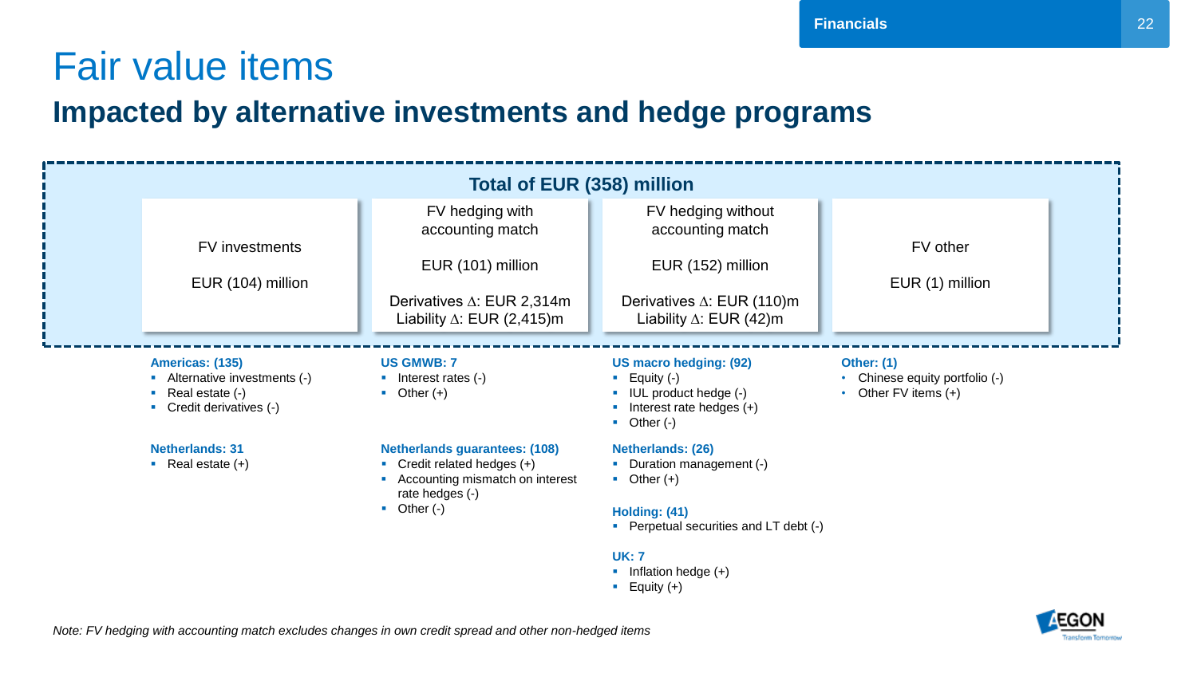# Fair value items

## Impacted by alternative investments and hedge programs

**Total of EUR (358) million**

| FV investments | FV hedging with accounting match | FV hedging without accounting match | FV other |
|---|---|---|---|
| EUR (104) million | EUR (101) million | EUR (152) million | EUR (1) million |
| | Derivatives Δ: EUR 2,314m<br>Liability Δ: EUR (2,415)m | Derivatives Δ: EUR (110)m<br>Liability Δ: EUR (42)m | |

**Americas: (135)**
- Alternative investments (-)
- Real estate (-)
- Credit derivatives (-)

**Netherlands: 31**
- Real estate (+)

**US GMWB: 7**
- Interest rates (-)
- Other (+)

**Netherlands guarantees: (108)**
- Credit related hedges (+)
- Accounting mismatch on interest rate hedges (-)
- Other (-)

**US macro hedging: (92)**
- Equity (-)
- IUL product hedge (-)
- Interest rate hedges (+)
- Other (-)

**Netherlands: (26)**
- Duration management (-)
- Other (+)

**Holding: (41)**
- Perpetual securities and LT debt (-)

**UK: 7**
- Inflation hedge (+)
- Equity (+)

**Other: (1)**
- Chinese equity portfolio (-)
- Other FV items (+)

*Note: FV hedging with accounting match excludes changes in own credit spread and other non-hedged items*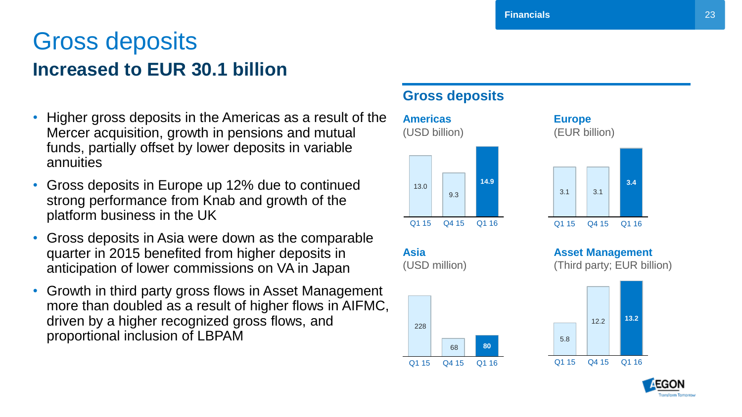# Gross deposits

## Increased to EUR 30.1 billion

- Higher gross deposits in the Americas as a result of the Mercer acquisition, growth in pensions and mutual funds, partially offset by lower deposits in variable annuities
- Gross deposits in Europe up 12% due to continued strong performance from Knab and growth of the platform business in the UK
- Gross deposits in Asia were down as the comparable quarter in 2015 benefited from higher deposits in anticipation of lower commissions on VA in Japan
- Growth in third party gross flows in Asset Management more than doubled as a result of higher flows in AIFMC, driven by a higher recognized gross flows, and proportional inclusion of LBPAM

### Gross deposits

**Americas** (USD billion)

| Q1 15 | Q4 15 | Q1 16 |
|---|---|---|
| 13.0 | 9.3 | **14.9** |

**Europe** (EUR billion)

| Q1 15 | Q4 15 | Q1 16 |
|---|---|---|
| 3.1 | 3.1 | **3.4** |

**Asia** (USD million)

| Q1 15 | Q4 15 | Q1 16 |
|---|---|---|
| 228 | 68 | **80** |

**Asset Management** (Third party; EUR billion)

| Q1 15 | Q4 15 | Q1 16 |
|---|---|---|
| 5.8 | 12.2 | **13.2** |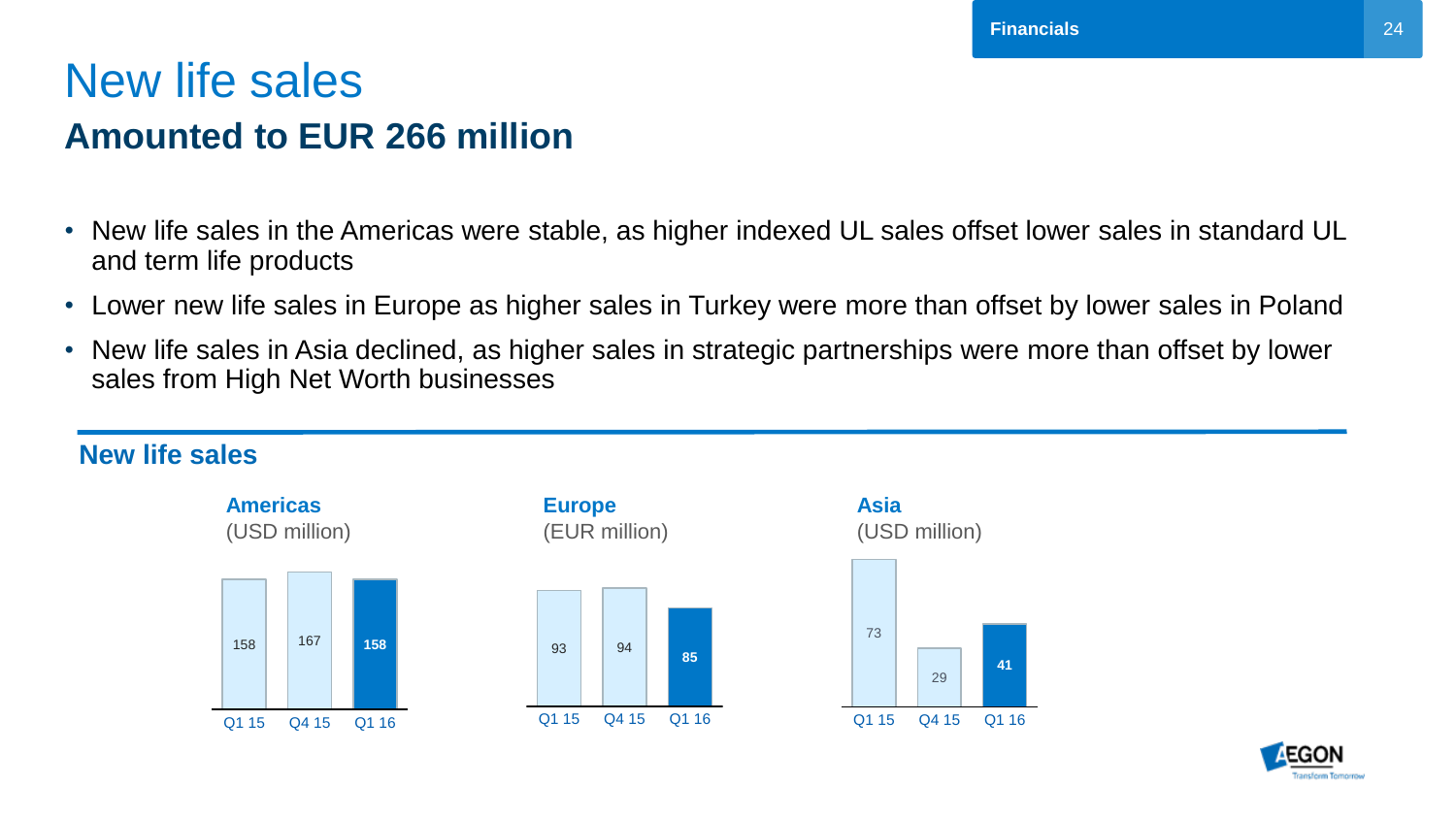# New life sales

## Amounted to EUR 266 million

- New life sales in the Americas were stable, as higher indexed UL sales offset lower sales in standard UL and term life products
- Lower new life sales in Europe as higher sales in Turkey were more than offset by lower sales in Poland
- New life sales in Asia declined, as higher sales in strategic partnerships were more than offset by lower sales from High Net Worth businesses

### New life sales

**Americas** (USD million)

| Q1 15 | Q4 15 | Q1 16 |
|---|---|---|
| 158 | 167 | 158 |

**Europe** (EUR million)

| Q1 15 | Q4 15 | Q1 16 |
|---|---|---|
| 93 | 94 | 85 |

**Asia** (USD million)

| Q1 15 | Q4 15 | Q1 16 |
|---|---|---|
| 73 | 29 | 41 |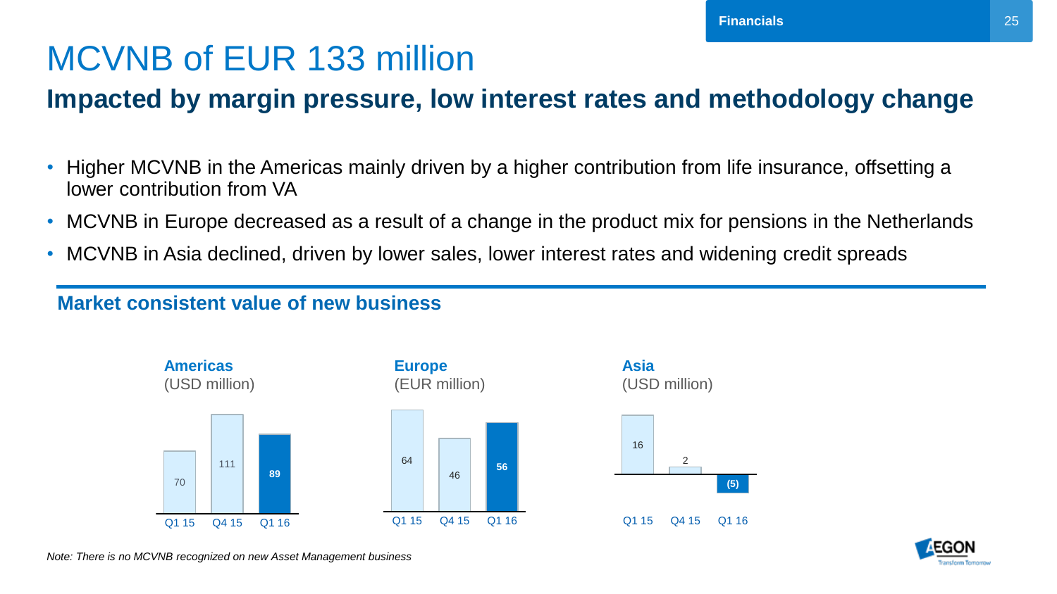# MCVNB of EUR 133 million

## Impacted by margin pressure, low interest rates and methodology change

- Higher MCVNB in the Americas mainly driven by a higher contribution from life insurance, offsetting a lower contribution from VA
- MCVNB in Europe decreased as a result of a change in the product mix for pensions in the Netherlands
- MCVNB in Asia declined, driven by lower sales, lower interest rates and widening credit spreads

### Market consistent value of new business

**Americas** (USD million)

| Q1 15 | Q4 15 | Q1 16 |
|---|---|---|
| 70 | 111 | **89** |

**Europe** (EUR million)

| Q1 15 | Q4 15 | Q1 16 |
|---|---|---|
| 64 | 46 | **56** |

**Asia** (USD million)

| Q1 15 | Q4 15 | Q1 16 |
|---|---|---|
| 16 | 2 | **(5)** |

*Note: There is no MCVNB recognized on new Asset Management business*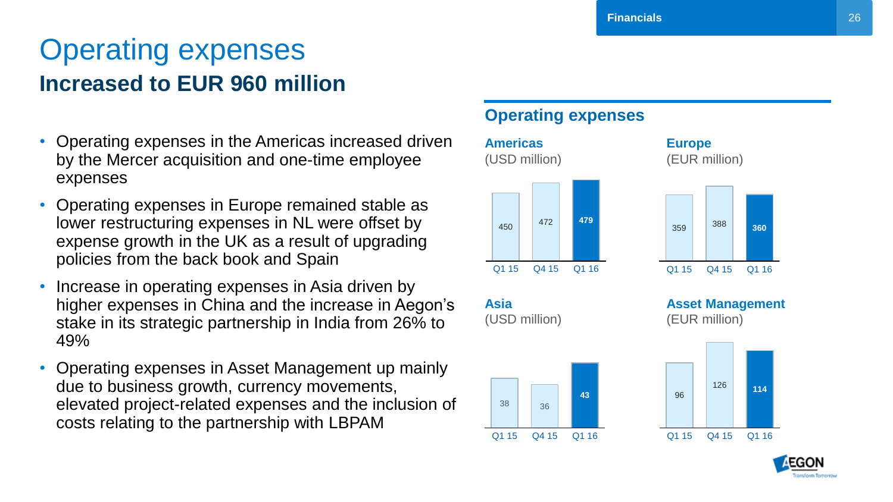# Operating expenses

## Increased to EUR 960 million

- Operating expenses in the Americas increased driven by the Mercer acquisition and one-time employee expenses
- Operating expenses in Europe remained stable as lower restructuring expenses in NL were offset by expense growth in the UK as a result of upgrading policies from the back book and Spain
- Increase in operating expenses in Asia driven by higher expenses in China and the increase in Aegon's stake in its strategic partnership in India from 26% to 49%
- Operating expenses in Asset Management up mainly due to business growth, currency movements, elevated project-related expenses and the inclusion of costs relating to the partnership with LBPAM

### Operating expenses

**Americas** (USD million)

| Q1 15 | Q4 15 | Q1 16 |
|---|---|---|
| 450 | 472 | **479** |

**Europe** (EUR million)

| Q1 15 | Q4 15 | Q1 16 |
|---|---|---|
| 359 | 388 | **360** |

**Asia** (USD million)

| Q1 15 | Q4 15 | Q1 16 |
|---|---|---|
| 38 | 36 | **43** |

**Asset Management** (EUR million)

| Q1 15 | Q4 15 | Q1 16 |
|---|---|---|
| 96 | 126 | **114** |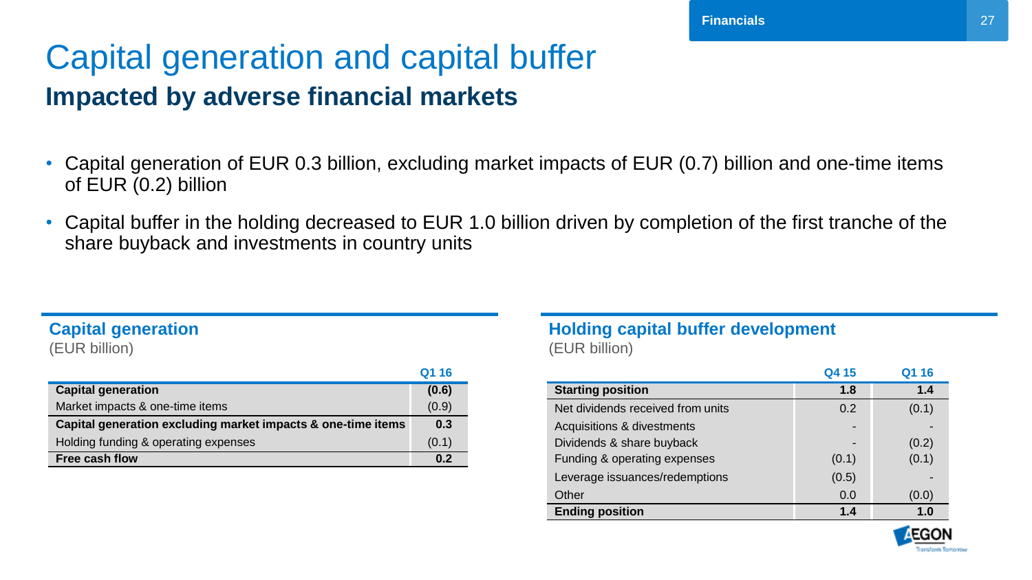# Capital generation and capital buffer

## Impacted by adverse financial markets

- Capital generation of EUR 0.3 billion, excluding market impacts of EUR (0.7) billion and one-time items of EUR (0.2) billion
- Capital buffer in the holding decreased to EUR 1.0 billion driven by completion of the first tranche of the share buyback and investments in country units

### Capital generation

(EUR billion)

| | Q1 16 |
|---|---|
| **Capital generation** | **(0.6)** |
| Market impacts & one-time items | (0.9) |
| **Capital generation excluding market impacts & one-time items** | **0.3** |
| Holding funding & operating expenses | (0.1) |
| **Free cash flow** | **0.2** |

### Holding capital buffer development

(EUR billion)

| | Q4 15 | Q1 16 |
|---|---|---|
| **Starting position** | **1.8** | **1.4** |
| Net dividends received from units | 0.2 | (0.1) |
| Acquisitions & divestments | - | - |
| Dividends & share buyback | - | (0.2) |
| Funding & operating expenses | (0.1) | (0.1) |
| Leverage issuances/redemptions | (0.5) | - |
| Other | 0.0 | (0.0) |
| **Ending position** | **1.4** | **1.0** |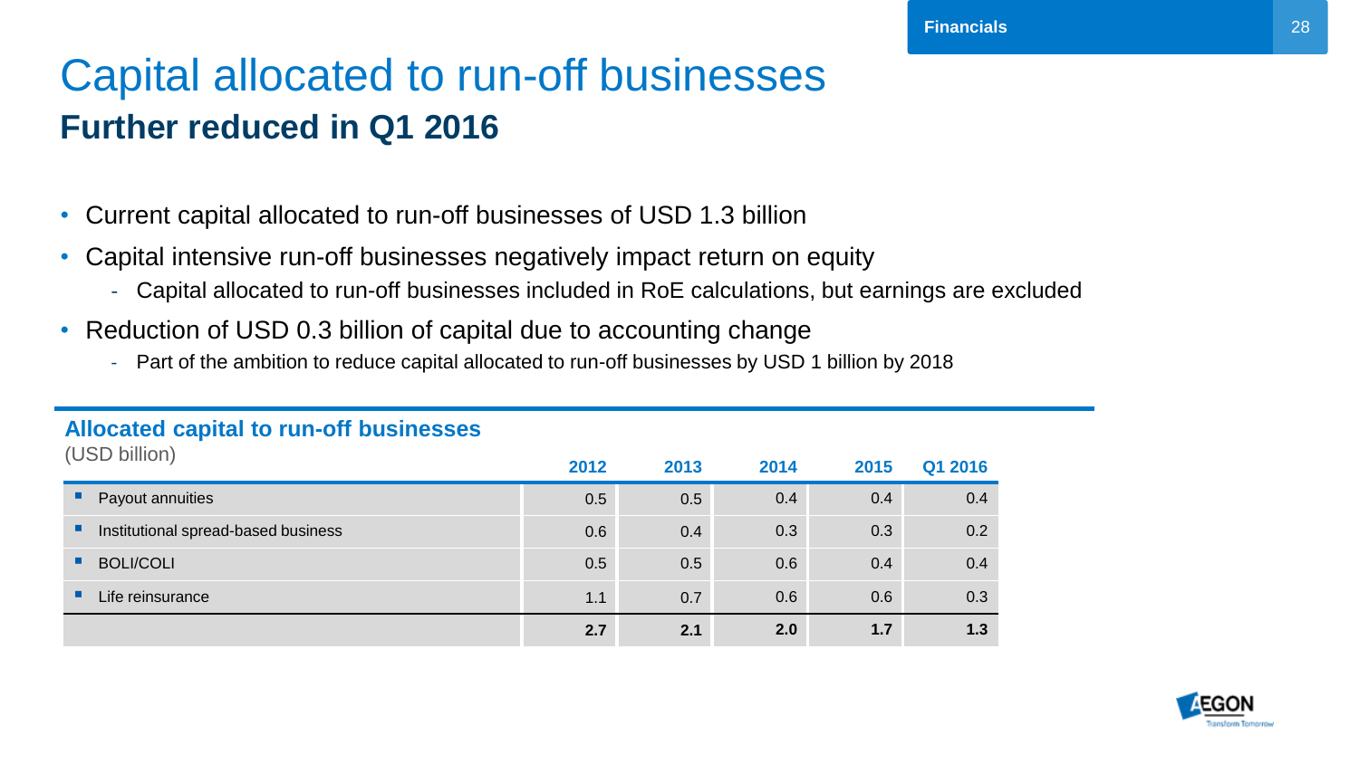# Capital allocated to run-off businesses

## Further reduced in Q1 2016

- Current capital allocated to run-off businesses of USD 1.3 billion
- Capital intensive run-off businesses negatively impact return on equity
  - Capital allocated to run-off businesses included in RoE calculations, but earnings are excluded
- Reduction of USD 0.3 billion of capital due to accounting change
  - Part of the ambition to reduce capital allocated to run-off businesses by USD 1 billion by 2018

### Allocated capital to run-off businesses

(USD billion)

| | 2012 | 2013 | 2014 | 2015 | Q1 2016 |
|---|---|---|---|---|---|
| Payout annuities | 0.5 | 0.5 | 0.4 | 0.4 | 0.4 |
| Institutional spread-based business | 0.6 | 0.4 | 0.3 | 0.3 | 0.2 |
| BOLI/COLI | 0.5 | 0.5 | 0.6 | 0.4 | 0.4 |
| Life reinsurance | 1.1 | 0.7 | 0.6 | 0.6 | 0.3 |
| | **2.7** | **2.1** | **2.0** | **1.7** | **1.3** |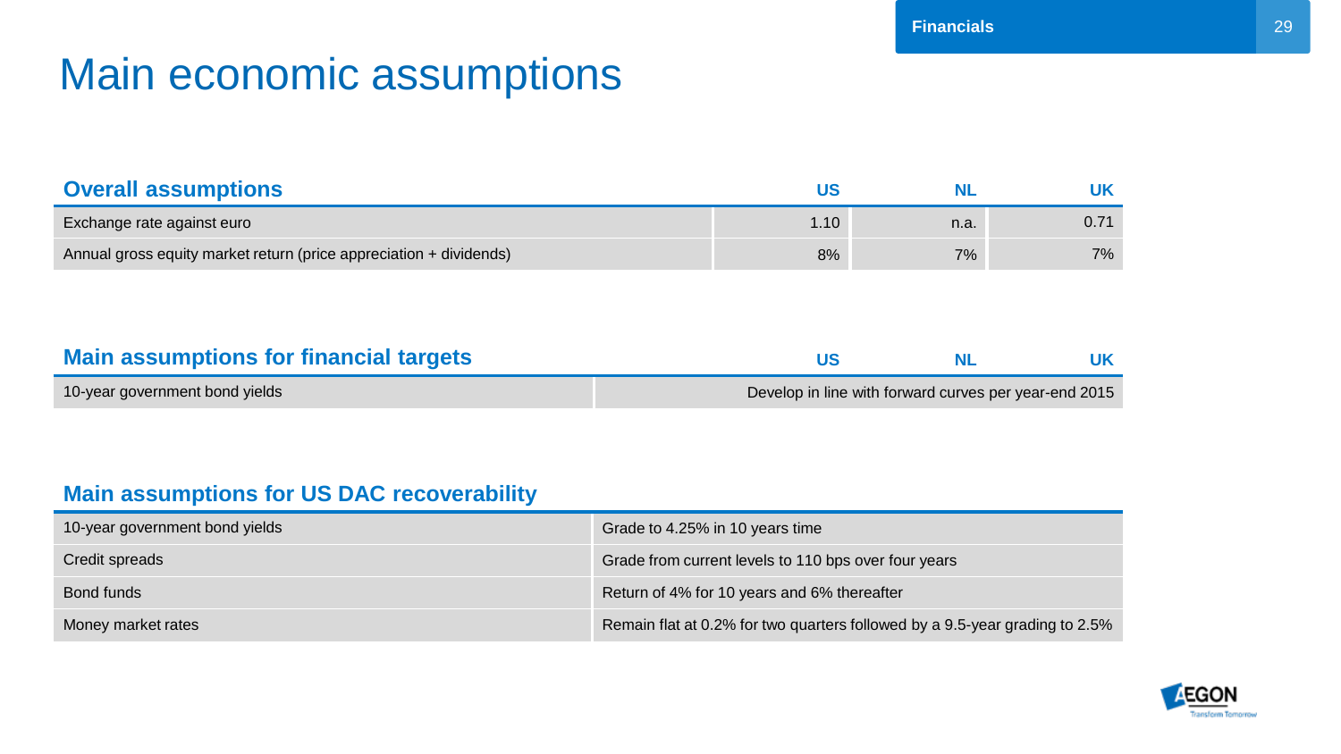# Main economic assumptions

| Overall assumptions | US | NL | UK |
|---|---|---|---|
| Exchange rate against euro | 1.10 | n.a. | 0.71 |
| Annual gross equity market return (price appreciation + dividends) | 8% | 7% | 7% |

| Main assumptions for financial targets | US | NL | UK |
|---|---|---|---|
| 10-year government bond yields | Develop in line with forward curves per year-end 2015 | | |

| Main assumptions for US DAC recoverability | |
|---|---|
| 10-year government bond yields | Grade to 4.25% in 10 years time |
| Credit spreads | Grade from current levels to 110 bps over four years |
| Bond funds | Return of 4% for 10 years and 6% thereafter |
| Money market rates | Remain flat at 0.2% for two quarters followed by a 9.5-year grading to 2.5% |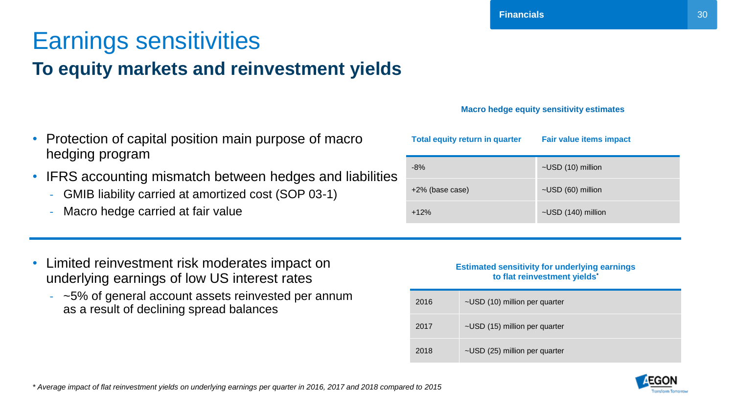# Earnings sensitivities

## To equity markets and reinvestment yields

- Protection of capital position main purpose of macro hedging program
- IFRS accounting mismatch between hedges and liabilities
  - GMIB liability carried at amortized cost (SOP 03-1)
  - Macro hedge carried at fair value

**Macro hedge equity sensitivity estimates**

| Total equity return in quarter | Fair value items impact |
|---|---|
| -8% | ~USD (10) million |
| +2% (base case) | ~USD (60) million |
| +12% | ~USD (140) million |

- Limited reinvestment risk moderates impact on underlying earnings of low US interest rates
  - ~5% of general account assets reinvested per annum as a result of declining spread balances

**Estimated sensitivity for underlying earnings to flat reinvestment yields***

| | |
|---|---|
| 2016 | ~USD (10) million per quarter |
| 2017 | ~USD (15) million per quarter |
| 2018 | ~USD (25) million per quarter |

*\* Average impact of flat reinvestment yields on underlying earnings per quarter in 2016, 2017 and 2018 compared to 2015*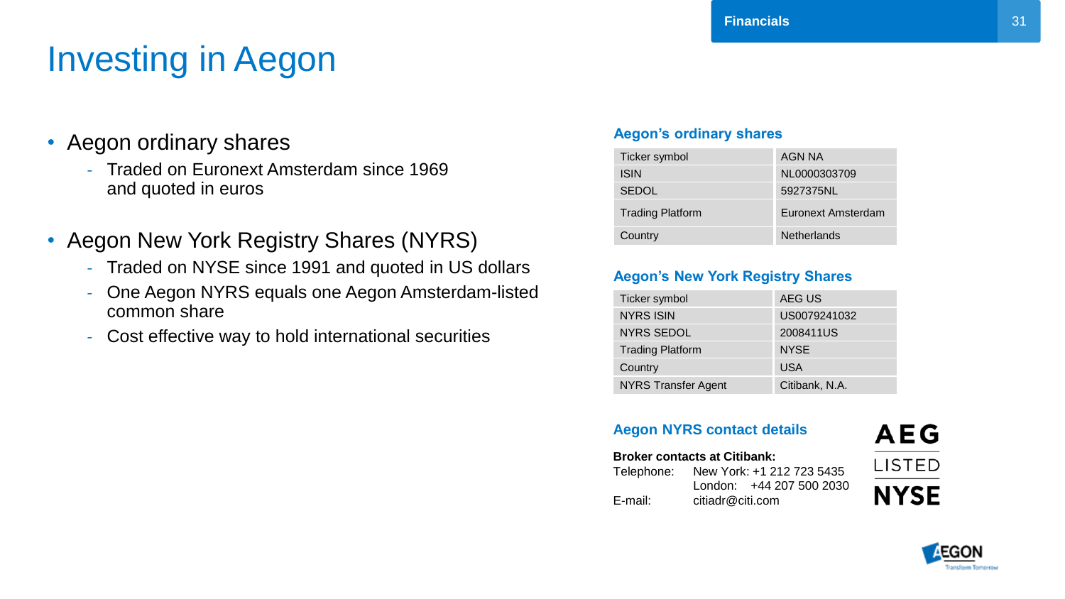# Investing in Aegon

- Aegon ordinary shares
  - Traded on Euronext Amsterdam since 1969 and quoted in euros
- Aegon New York Registry Shares (NYRS)
  - Traded on NYSE since 1991 and quoted in US dollars
  - One Aegon NYRS equals one Aegon Amsterdam-listed common share
  - Cost effective way to hold international securities

### Aegon's ordinary shares

| | |
|---|---|
| Ticker symbol | AGN NA |
| ISIN | NL0000303709 |
| SEDOL | 5927375NL |
| Trading Platform | Euronext Amsterdam |
| Country | Netherlands |

### Aegon's New York Registry Shares

| | |
|---|---|
| Ticker symbol | AEG US |
| NYRS ISIN | US0079241032 |
| NYRS SEDOL | 2008411US |
| Trading Platform | NYSE |
| Country | USA |
| NYRS Transfer Agent | Citibank, N.A. |

### Aegon NYRS contact details

**Broker contacts at Citibank:**

Telephone: New York: +1 212 723 5435
London: +44 207 500 2030

E-mail: citiadr@citi.com

AEG
LISTED
NYSE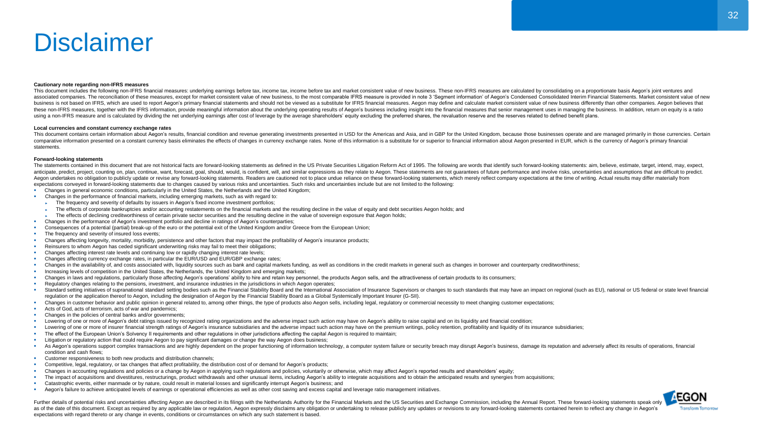# Disclaimer

**Cautionary note regarding non-IFRS measures**

This document includes the following non-IFRS financial measures: underlying earnings before tax, income tax, income before tax and market consistent value of new business. These non-IFRS measures are calculated by consolidating on a proportionate basis Aegon's joint ventures and associated companies. The reconciliation of these measures, except for market consistent value of new business, to the most comparable IFRS measure is provided in note 3 'Segment information' of Aegon's Condensed Consolidated Interim Financial Statements. Market consistent value of new business is not based on IFRS, which are used to report Aegon's primary financial statements and should not be viewed as a substitute for IFRS financial measures. Aegon may define and calculate market consistent value of new business differently than other companies. Aegon believes that these non-IFRS measures, together with the IFRS information, provide meaningful information about the underlying operating results of Aegon's business including insight into the financial measures that senior management uses in managing the business. In addition, return on equity is a ratio using a non-IFRS measure and is calculated by dividing the net underlying earnings after cost of leverage by the average shareholders' equity excluding the preferred shares, the revaluation reserve and the reserves related to defined benefit plans.

**Local currencies and constant currency exchange rates**

This document contains certain information about Aegon's results, financial condition and revenue generating investments presented in USD for the Americas and Asia, and in GBP for the United Kingdom, because those businesses operate and are managed primarily in those currencies. Certain comparative information presented on a constant currency basis eliminates the effects of changes in currency exchange rates. None of this information is a substitute for or superior to financial information about Aegon presented in EUR, which is the currency of Aegon's primary financial statements.

**Forward-looking statements**

The statements contained in this document that are not historical facts are forward-looking statements as defined in the US Private Securities Litigation Reform Act of 1995. The following are words that identify such forward-looking statements: aim, believe, estimate, target, intend, may, expect, anticipate, predict, project, counting on, plan, continue, want, forecast, goal, should, would, is confident, will, and similar expressions as they relate to Aegon. These statements are not guarantees of future performance and involve risks, uncertainties and assumptions that are difficult to predict. Aegon undertakes no obligation to publicly update or revise any forward-looking statements. Readers are cautioned not to place undue reliance on these forward-looking statements, which merely reflect company expectations at the time of writing. Actual results may differ materially from expectations conveyed in forward-looking statements due to changes caused by various risks and uncertainties. Such risks and uncertainties include but are not limited to the following:

- Changes in general economic conditions, particularly in the United States, the Netherlands and the United Kingdom;
- Changes in the performance of financial markets, including emerging markets, such as with regard to:
  - The frequency and severity of defaults by issuers in Aegon's fixed income investment portfolios;
  - The effects of corporate bankruptcies and/or accounting restatements on the financial markets and the resulting decline in the value of equity and debt securities Aegon holds; and
  - The effects of declining creditworthiness of certain private sector securities and the resulting decline in the value of sovereign exposure that Aegon holds;
- Changes in the performance of Aegon's investment portfolio and decline in ratings of Aegon's counterparties;
- Consequences of a potential (partial) break-up of the euro or the potential exit of the United Kingdom and/or Greece from the European Union;
- The frequency and severity of insured loss events;
- Changes affecting longevity, mortality, morbidity, persistence and other factors that may impact the profitability of Aegon's insurance products;
- Reinsurers to whom Aegon has ceded significant underwriting risks may fail to meet their obligations;
- Changes affecting interest rate levels and continuing low or rapidly changing interest rate levels;
- Changes affecting currency exchange rates, in particular the EUR/USD and EUR/GBP exchange rates;
- Changes in the availability of, and costs associated with, liquidity sources such as bank and capital markets funding, as well as conditions in the credit markets in general such as changes in borrower and counterparty creditworthiness;
- Increasing levels of competition in the United States, the Netherlands, the United Kingdom and emerging markets;
- Changes in laws and regulations, particularly those affecting Aegon's operations' ability to hire and retain key personnel, the products Aegon sells, and the attractiveness of certain products to its consumers;
- Regulatory changes relating to the pensions, investment, and insurance industries in the jurisdictions in which Aegon operates;
- Standard setting initiatives of supranational standard setting bodies such as the Financial Stability Board and the International Association of Insurance Supervisors or changes to such standards that may have an impact on regional (such as EU), national or US federal or state level financial regulation or the application thereof to Aegon, including the designation of Aegon by the Financial Stability Board as a Global Systemically Important Insurer (G-SII).
- Changes in customer behavior and public opinion in general related to, among other things, the type of products also Aegon sells, including legal, regulatory or commercial necessity to meet changing customer expectations;
- Acts of God, acts of terrorism, acts of war and pandemics;
- Changes in the policies of central banks and/or governments;
- Lowering of one or more of Aegon's debt ratings issued by recognized rating organizations and the adverse impact such action may have on Aegon's ability to raise capital and on its liquidity and financial condition;
- Lowering of one or more of insurer financial strength ratings of Aegon's insurance subsidiaries and the adverse impact such action may have on the premium writings, policy retention, profitability and liquidity of its insurance subsidiaries;
- The effect of the European Union's Solvency II requirements and other regulations in other jurisdictions affecting the capital Aegon is required to maintain;
- Litigation or regulatory action that could require Aegon to pay significant damages or change the way Aegon does business;
- As Aegon's operations support complex transactions and are highly dependent on the proper functioning of information technology, a computer system failure or security breach may disrupt Aegon's business, damage its reputation and adversely affect its results of operations, financial condition and cash flows;
- Customer responsiveness to both new products and distribution channels;
- Competitive, legal, regulatory, or tax changes that affect profitability, the distribution cost of or demand for Aegon's products;
- Changes in accounting regulations and policies or a change by Aegon in applying such regulations and policies, voluntarily or otherwise, which may affect Aegon's reported results and shareholders' equity;
- The impact of acquisitions and divestitures, restructurings, product withdrawals and other unusual items, including Aegon's ability to integrate acquisitions and to obtain the anticipated results and synergies from acquisitions;
- Catastrophic events, either manmade or by nature, could result in material losses and significantly interrupt Aegon's business; and
- Aegon's failure to achieve anticipated levels of earnings or operational efficiencies as well as other cost saving and excess capital and leverage ratio management initiatives.

Further details of potential risks and uncertainties affecting Aegon are described in its filings with the Netherlands Authority for the Financial Markets and the US Securities and Exchange Commission, including the Annual Report. These forward-looking statements speak only as of the date of this document. Except as required by any applicable law or regulation, Aegon expressly disclaims any obligation or undertaking to release publicly any updates or revisions to any forward-looking statements contained herein to reflect any change in Aegon's expectations with regard thereto or any change in events, conditions or circumstances on which any such statement is based.